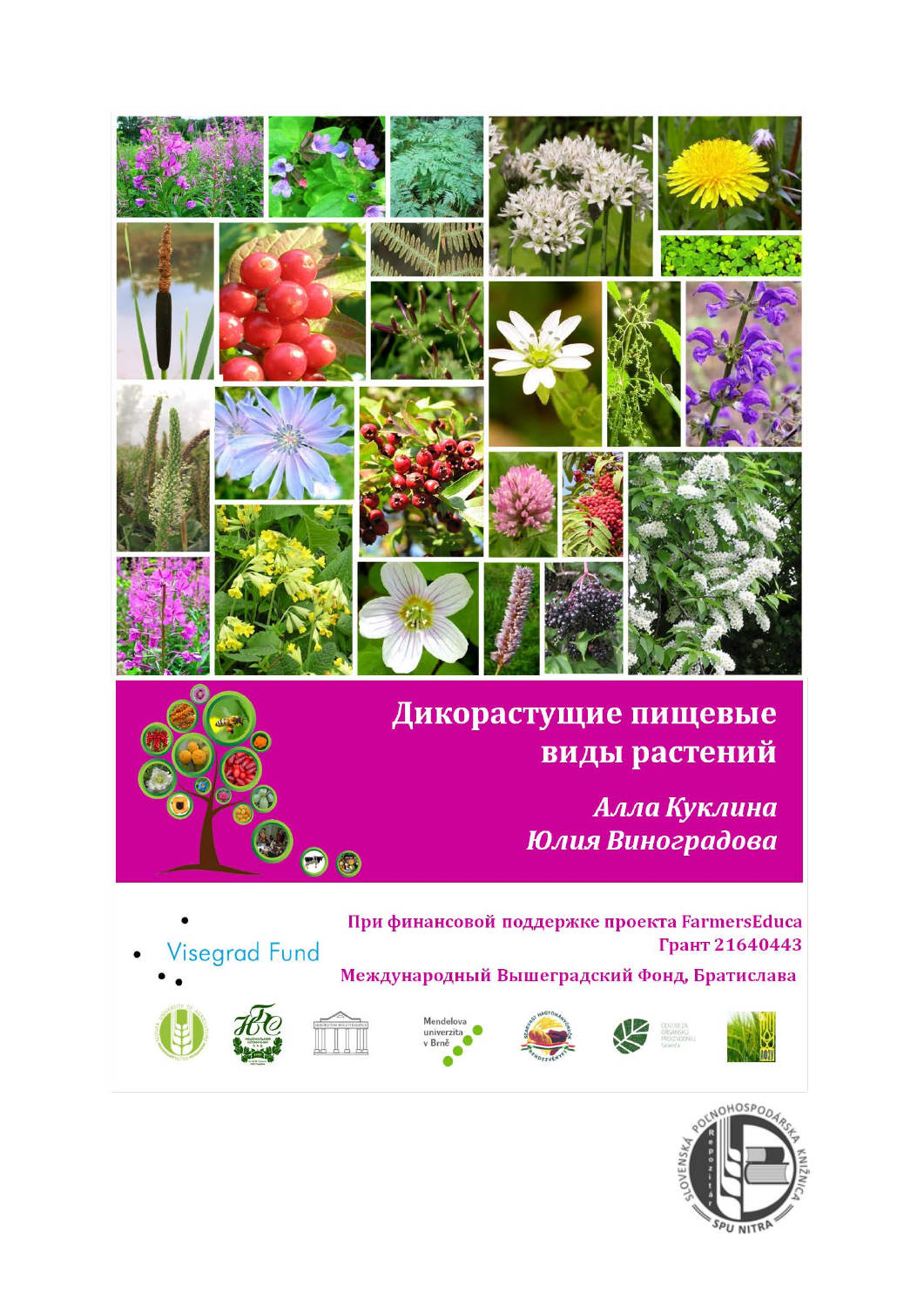# Дикорастущие пищевые виды растений

*Алла Куклина*
*Юлия Виноградова*

Visegrad Fund

**При финансовой поддержке проекта FarmersEduca**
**Грант 21640443**
**Международный Вышеградский Фонд, Братислава**

Mendelova univerzita v Brně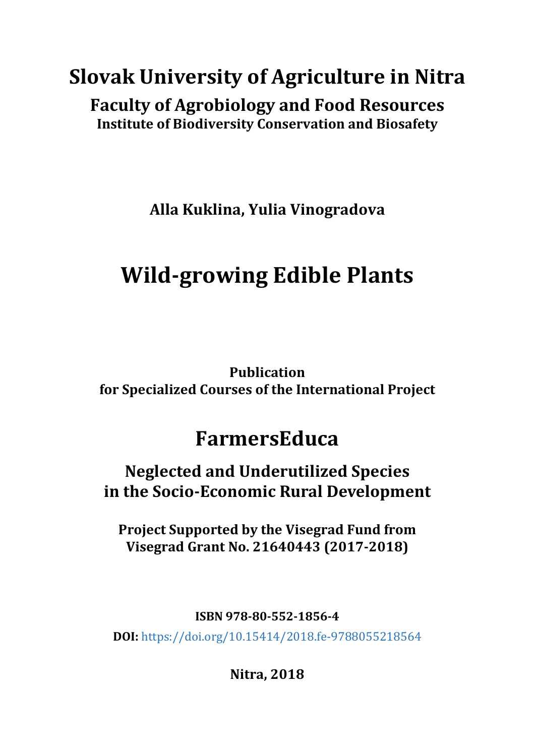# Slovak University of Agriculture in Nitra

## Faculty of Agrobiology and Food Resources

### Institute of Biodiversity Conservation and Biosafety

**Alla Kuklina, Yulia Vinogradova**

# Wild-growing Edible Plants

**Publication**
**for Specialized Courses of the International Project**

## FarmersEduca

### Neglected and Underutilized Species in the Socio-Economic Rural Development

**Project Supported by the Visegrad Fund from Visegrad Grant No. 21640443 (2017-2018)**

**ISBN 978-80-552-1856-4**

**DOI:** https://doi.org/10.15414/2018.fe-9788055218564

**Nitra, 2018**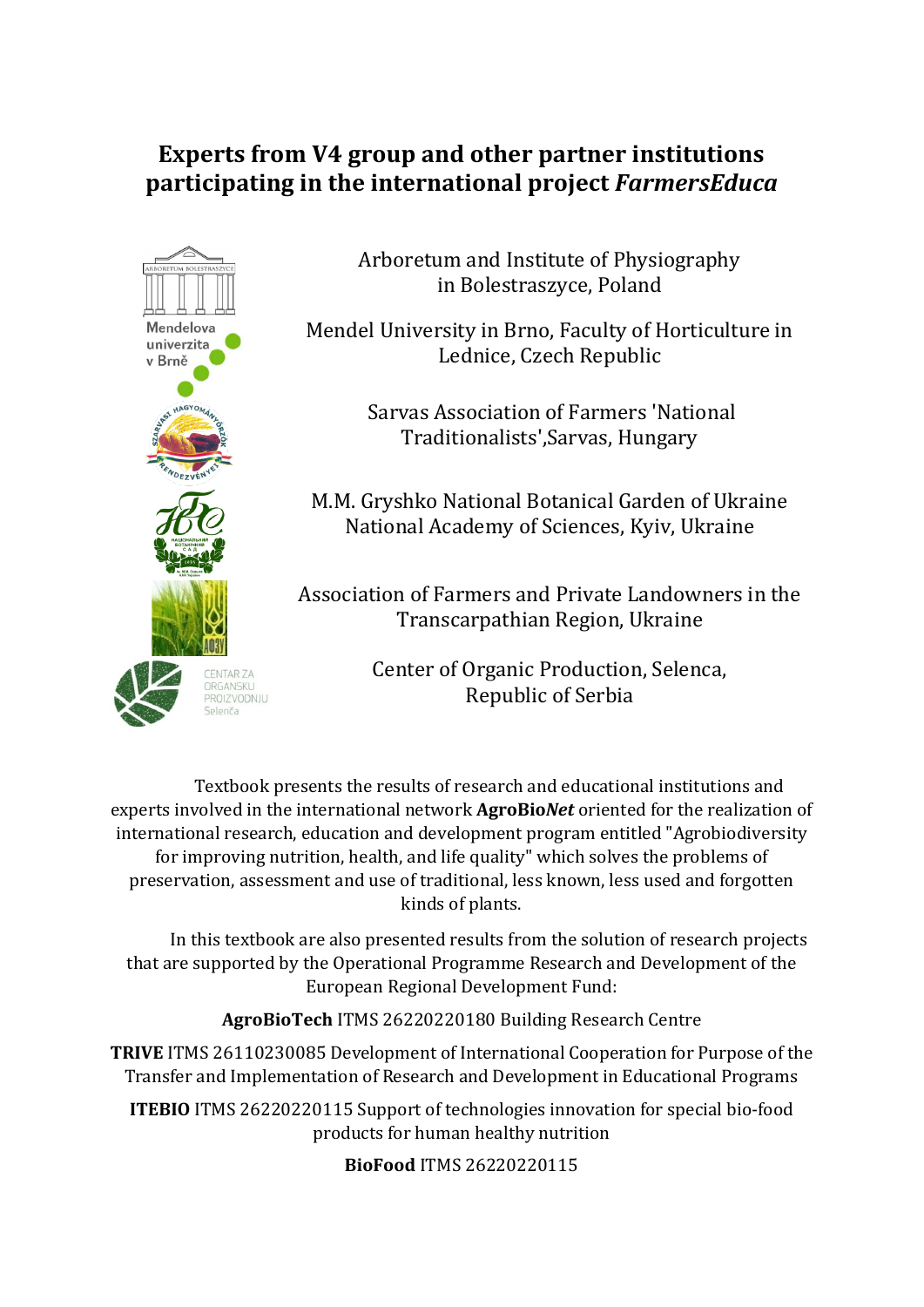# Experts from V4 group and other partner institutions participating in the international project *FarmersEduca*

Arboretum and Institute of Physiography in Bolestraszyce, Poland

Mendel University in Brno, Faculty of Horticulture in Lednice, Czech Republic

Sarvas Association of Farmers 'National Traditionalists',Sarvas, Hungary

M.M. Gryshko National Botanical Garden of Ukraine National Academy of Sciences, Kyiv, Ukraine

Association of Farmers and Private Landowners in the Transcarpathian Region, Ukraine

Center of Organic Production, Selenca, Republic of Serbia

Textbook presents the results of research and educational institutions and experts involved in the international network **AgroBio*Net*** oriented for the realization of international research, education and development program entitled "Agrobiodiversity for improving nutrition, health, and life quality" which solves the problems of preservation, assessment and use of traditional, less known, less used and forgotten kinds of plants.

In this textbook are also presented results from the solution of research projects that are supported by the Operational Programme Research and Development of the European Regional Development Fund:

**AgroBioTech** ITMS 26220220180 Building Research Centre

**TRIVE** ITMS 26110230085 Development of International Cooperation for Purpose of the Transfer and Implementation of Research and Development in Educational Programs

**ITEBIO** ITMS 26220220115 Support of technologies innovation for special bio-food products for human healthy nutrition

**BioFood** ITMS 26220220115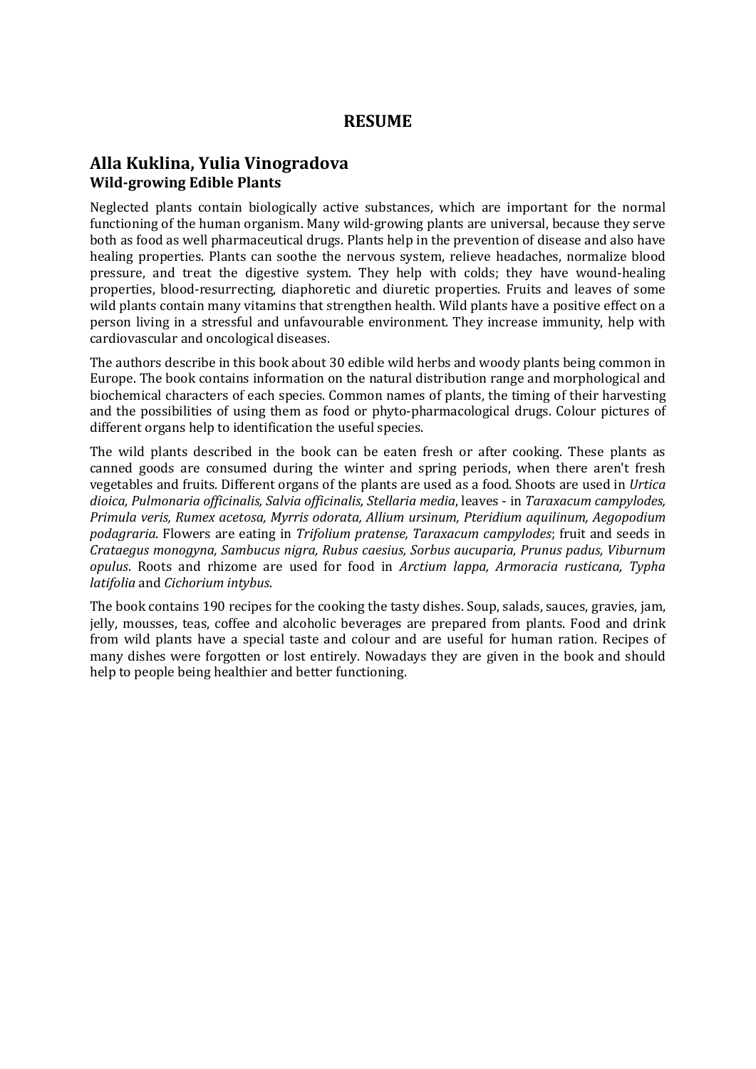# RESUME

## Alla Kuklina, Yulia Vinogradova

**Wild-growing Edible Plants**

Neglected plants contain biologically active substances, which are important for the normal functioning of the human organism. Many wild-growing plants are universal, because they serve both as food as well pharmaceutical drugs. Plants help in the prevention of disease and also have healing properties. Plants can soothe the nervous system, relieve headaches, normalize blood pressure, and treat the digestive system. They help with colds; they have wound-healing properties, blood-resurrecting, diaphoretic and diuretic properties. Fruits and leaves of some wild plants contain many vitamins that strengthen health. Wild plants have a positive effect on a person living in a stressful and unfavourable environment. They increase immunity, help with cardiovascular and oncological diseases.

The authors describe in this book about 30 edible wild herbs and woody plants being common in Europe. The book contains information on the natural distribution range and morphological and biochemical characters of each species. Common names of plants, the timing of their harvesting and the possibilities of using them as food or phyto-pharmacological drugs. Colour pictures of different organs help to identification the useful species.

The wild plants described in the book can be eaten fresh or after cooking. These plants as canned goods are consumed during the winter and spring periods, when there aren't fresh vegetables and fruits. Different organs of the plants are used as a food. Shoots are used in *Urtica dioica, Pulmonaria officinalis, Salvia officinalis, Stellaria media*, leaves - in *Taraxacum campylodes, Primula veris, Rumex acetosa, Myrris odorata, Allium ursinum, Pteridium aquilinum, Aegopodium podagraria*. Flowers are eating in *Trifolium pratense, Taraxacum campylodes*; fruit and seeds in *Crataegus monogyna, Sambucus nigra, Rubus caesius, Sorbus aucuparia, Prunus padus, Viburnum opulus*. Roots and rhizome are used for food in *Arctium lappa, Armoracia rusticana, Typha latifolia* and *Cichorium intybus*.

The book contains 190 recipes for the cooking the tasty dishes. Soup, salads, sauces, gravies, jam, jelly, mousses, teas, coffee and alcoholic beverages are prepared from plants. Food and drink from wild plants have a special taste and colour and are useful for human ration. Recipes of many dishes were forgotten or lost entirely. Nowadays they are given in the book and should help to people being healthier and better functioning.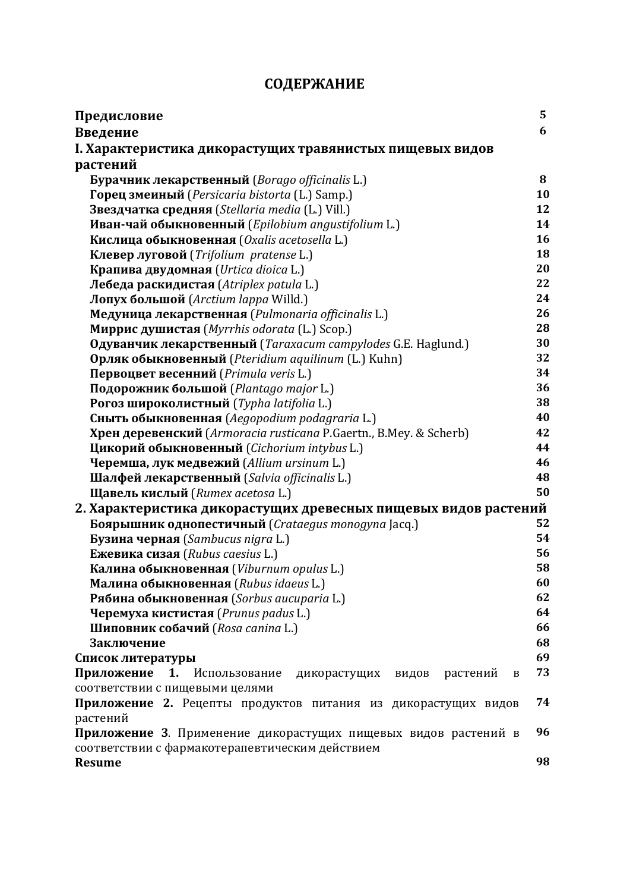# СОДЕРЖАНИЕ

| | |
|---|---|
| **Предисловие** | **5** |
| **Введение** | **6** |
| **I. Характеристика дикорастущих травянистых пищевых видов растений** | |
| **Бурачник лекарственный** (*Borago officinalis* L.) | **8** |
| **Горец змеиный** (*Persicaria bistorta* (L.) Samp.) | **10** |
| **Звездчатка средняя** (*Stellaria media* (L.) Vill.) | **12** |
| **Иван-чай обыкновенный** (*Epilobium angustifolium* L.) | **14** |
| **Кислица обыкновенная** (*Oxalis acetosella* L.) | **16** |
| **Клевер луговой** (*Trifolium pratense* L.) | **18** |
| **Крапива двудомная** (*Urtica dioica* L.) | **20** |
| **Лебеда раскидистая** (*Atriplex patula* L.) | **22** |
| **Лопух большой** (*Arctium lappa* Willd.) | **24** |
| **Медуница лекарственная** (*Pulmonaria officinalis* L.) | **26** |
| **Миррис душистая** (*Myrrhis odorata* (L.) Scop.) | **28** |
| **Одуванчик лекарственный** (*Taraxacum campylodes* G.E. Haglund.) | **30** |
| **Орляк обыкновенный** (*Pteridium aquilinum* (L.) Kuhn) | **32** |
| **Первоцвет весенний** (*Primula veris* L.) | **34** |
| **Подорожник большой** (*Plantago major* L.) | **36** |
| **Рогоз широколистный** (*Typha latifolia* L.) | **38** |
| **Сныть обыкновенная** (*Aegopodium podagraria* L.) | **40** |
| **Хрен деревенский** (*Armoracia rusticana* P.Gaertn., B.Mey. & Scherb) | **42** |
| **Цикорий обыкновенный** (*Cichorium intybus* L.) | **44** |
| **Черемша, лук медвежий** (*Allium ursinum* L.) | **46** |
| **Шалфей лекарственный** (*Salvia officinalis* L.) | **48** |
| **Щавель кислый** (*Rumex acetosa* L.) | **50** |
| **2. Характеристика дикорастущих древесных пищевых видов растений** | |
| **Боярышник однопестичный** (*Crataegus monogyna* Jacq.) | **52** |
| **Бузина черная** (*Sambucus nigra* L.) | **54** |
| **Ежевика сизая** (*Rubus caesius* L.) | **56** |
| **Калина обыкновенная** (*Viburnum opulus* L.) | **58** |
| **Малина обыкновенная** (*Rubus idaeus* L.) | **60** |
| **Рябина обыкновенная** (*Sorbus aucuparia* L.) | **62** |
| **Черемуха кистистая** (*Prunus padus* L.) | **64** |
| **Шиповник собачий** (*Rosa canina* L.) | **66** |
| **Заключение** | **68** |
| **Список литературы** | **69** |
| **Приложение 1.** Использование дикорастущих видов растений в соответствии с пищевыми целями | **73** |
| **Приложение 2.** Рецепты продуктов питания из дикорастущих видов растений | **74** |
| **Приложение 3**. Применение дикорастущих пищевых видов растений в соответствии с фармакотерапевтическим действием | **96** |
| **Resume** | **98** |